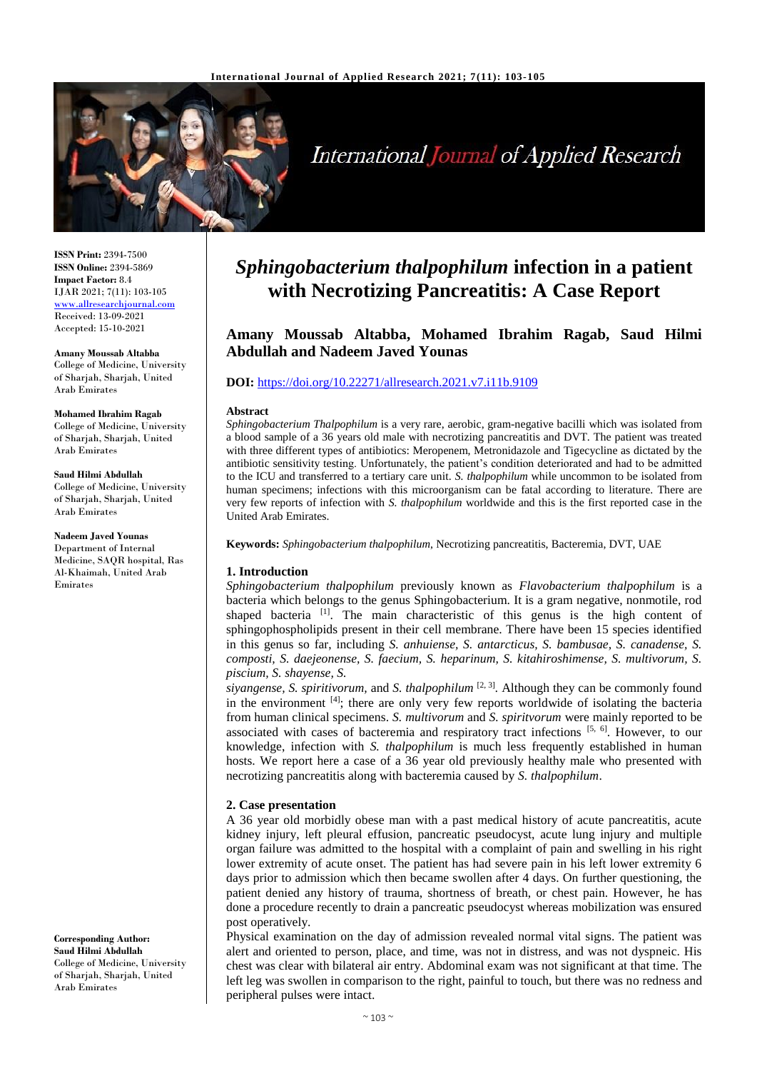**ISSN Print:** 2394-7500
**ISSN Online:** 2394-5869
**Impact Factor:** 8.4
IJAR 2021; 7(11): 103-105
www.allresearchjournal.com
Received: 13-09-2021
Accepted: 15-10-2021

**Amany Moussab Altabba**
College of Medicine, University of Sharjah, Sharjah, United Arab Emirates

**Mohamed Ibrahim Ragab**
College of Medicine, University of Sharjah, Sharjah, United Arab Emirates

**Saud Hilmi Abdullah**
College of Medicine, University of Sharjah, Sharjah, United Arab Emirates

**Nadeem Javed Younas**
Department of Internal Medicine, SAQR hospital, Ras Al-Khaimah, United Arab Emirates

**Corresponding Author:**
**Saud Hilmi Abdullah**
College of Medicine, University of Sharjah, Sharjah, United Arab Emirates

# *Sphingobacterium thalpophilum* infection in a patient with Necrotizing Pancreatitis: A Case Report

**Amany Moussab Altabba, Mohamed Ibrahim Ragab, Saud Hilmi Abdullah and Nadeem Javed Younas**

**DOI:** https://doi.org/10.22271/allresearch.2021.v7.i11b.9109

**Abstract**

*Sphingobacterium Thalpophilum* is a very rare, aerobic, gram-negative bacilli which was isolated from a blood sample of a 36 years old male with necrotizing pancreatitis and DVT. The patient was treated with three different types of antibiotics: Meropenem, Metronidazole and Tigecycline as dictated by the antibiotic sensitivity testing. Unfortunately, the patient's condition deteriorated and had to be admitted to the ICU and transferred to a tertiary care unit. *S. thalpophilum* while uncommon to be isolated from human specimens; infections with this microorganism can be fatal according to literature. There are very few reports of infection with *S. thalpophilum* worldwide and this is the first reported case in the United Arab Emirates.

**Keywords:** *Sphingobacterium thalpophilum*, Necrotizing pancreatitis, Bacteremia, DVT, UAE

## 1. Introduction

*Sphingobacterium thalpophilum* previously known as *Flavobacterium thalpophilum* is a bacteria which belongs to the genus Sphingobacterium. It is a gram negative, nonmotile, rod shaped bacteria [1]. The main characteristic of this genus is the high content of sphingophospholipids present in their cell membrane. There have been 15 species identified in this genus so far, including *S. anhuiense, S. antarcticus, S. bambusae, S. canadense, S. composti, S. daejeonense, S. faecium, S. heparinum, S. kitahiroshimense, S. multivorum, S. piscium, S. shayense, S. siyangense, S. spiritivorum,* and *S. thalpophilum* [2, 3]. Although they can be commonly found in the environment [4]; there are only very few reports worldwide of isolating the bacteria from human clinical specimens. *S. multivorum* and *S. spiritvorum* were mainly reported to be associated with cases of bacteremia and respiratory tract infections [5, 6]. However, to our knowledge, infection with *S. thalpophilum* is much less frequently established in human hosts. We report here a case of a 36 year old previously healthy male who presented with necrotizing pancreatitis along with bacteremia caused by *S. thalpophilum*.

## 2. Case presentation

A 36 year old morbidly obese man with a past medical history of acute pancreatitis, acute kidney injury, left pleural effusion, pancreatic pseudocyst, acute lung injury and multiple organ failure was admitted to the hospital with a complaint of pain and swelling in his right lower extremity of acute onset. The patient has had severe pain in his left lower extremity 6 days prior to admission which then became swollen after 4 days. On further questioning, the patient denied any history of trauma, shortness of breath, or chest pain. However, he has done a procedure recently to drain a pancreatic pseudocyst whereas mobilization was ensured post operatively.

Physical examination on the day of admission revealed normal vital signs. The patient was alert and oriented to person, place, and time, was not in distress, and was not dyspneic. His chest was clear with bilateral air entry. Abdominal exam was not significant at that time. The left leg was swollen in comparison to the right, painful to touch, but there was no redness and peripheral pulses were intact.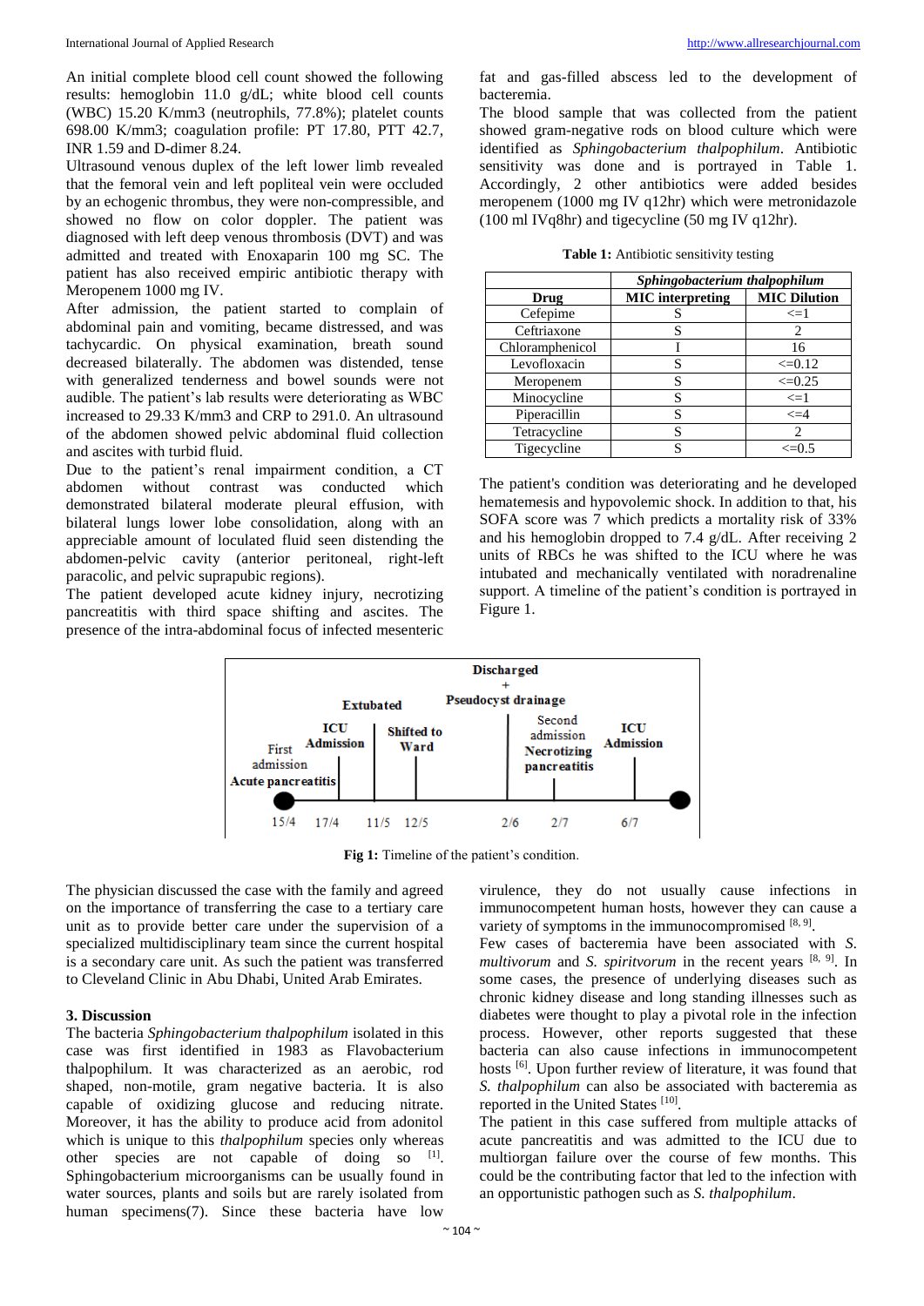An initial complete blood cell count showed the following results: hemoglobin 11.0 g/dL; white blood cell counts (WBC) 15.20 K/mm3 (neutrophils, 77.8%); platelet counts 698.00 K/mm3; coagulation profile: PT 17.80, PTT 42.7, INR 1.59 and D-dimer 8.24.

Ultrasound venous duplex of the left lower limb revealed that the femoral vein and left popliteal vein were occluded by an echogenic thrombus, they were non-compressible, and showed no flow on color doppler. The patient was diagnosed with left deep venous thrombosis (DVT) and was admitted and treated with Enoxaparin 100 mg SC. The patient has also received empiric antibiotic therapy with Meropenem 1000 mg IV.

After admission, the patient started to complain of abdominal pain and vomiting, became distressed, and was tachycardic. On physical examination, breath sound decreased bilaterally. The abdomen was distended, tense with generalized tenderness and bowel sounds were not audible. The patient's lab results were deteriorating as WBC increased to 29.33 K/mm3 and CRP to 291.0. An ultrasound of the abdomen showed pelvic abdominal fluid collection and ascites with turbid fluid.

Due to the patient's renal impairment condition, a CT abdomen without contrast was conducted which demonstrated bilateral moderate pleural effusion, with bilateral lungs lower lobe consolidation, along with an appreciable amount of loculated fluid seen distending the abdomen-pelvic cavity (anterior peritoneal, right-left paracolic, and pelvic suprapubic regions).

The patient developed acute kidney injury, necrotizing pancreatitis with third space shifting and ascites. The presence of the intra-abdominal focus of infected mesenteric fat and gas-filled abscess led to the development of bacteremia.

The blood sample that was collected from the patient showed gram-negative rods on blood culture which were identified as *Sphingobacterium thalpophilum*. Antibiotic sensitivity was done and is portrayed in Table 1. Accordingly, 2 other antibiotics were added besides meropenem (1000 mg IV q12hr) which were metronidazole (100 ml IVq8hr) and tigecycline (50 mg IV q12hr).

**Table 1:** Antibiotic sensitivity testing

| | *Sphingobacterium thalpophilum* | |
|---|---|---|
| **Drug** | **MIC interpreting** | **MIC Dilution** |
| Cefepime | S | <=1 |
| Ceftriaxone | S | 2 |
| Chloramphenicol | I | 16 |
| Levofloxacin | S | <=0.12 |
| Meropenem | S | <=0.25 |
| Minocycline | S | <=1 |
| Piperacillin | S | <=4 |
| Tetracycline | S | 2 |
| Tigecycline | S | <=0.5 |

The patient's condition was deteriorating and he developed hematemesis and hypovolemic shock. In addition to that, his SOFA score was 7 which predicts a mortality risk of 33% and his hemoglobin dropped to 7.4 g/dL. After receiving 2 units of RBCs he was shifted to the ICU where he was intubated and mechanically ventilated with noradrenaline support. A timeline of the patient's condition is portrayed in Figure 1.

**Fig 1:** Timeline of the patient's condition.

The physician discussed the case with the family and agreed on the importance of transferring the case to a tertiary care unit as to provide better care under the supervision of a specialized multidisciplinary team since the current hospital is a secondary care unit. As such the patient was transferred to Cleveland Clinic in Abu Dhabi, United Arab Emirates.

### 3. Discussion

The bacteria *Sphingobacterium thalpophilum* isolated in this case was first identified in 1983 as Flavobacterium thalpophilum. It was characterized as an aerobic, rod shaped, non-motile, gram negative bacteria. It is also capable of oxidizing glucose and reducing nitrate. Moreover, it has the ability to produce acid from adonitol which is unique to this *thalpophilum* species only whereas other species are not capable of doing so [1]. Sphingobacterium microorganisms can be usually found in water sources, plants and soils but are rarely isolated from human specimens(7). Since these bacteria have low virulence, they do not usually cause infections in immunocompetent human hosts, however they can cause a variety of symptoms in the immunocompromised [8, 9].

Few cases of bacteremia have been associated with *S. multivorum* and *S. spiritvorum* in the recent years [8, 9]. In some cases, the presence of underlying diseases such as chronic kidney disease and long standing illnesses such as diabetes were thought to play a pivotal role in the infection process. However, other reports suggested that these bacteria can also cause infections in immunocompetent hosts [6]. Upon further review of literature, it was found that *S. thalpophilum* can also be associated with bacteremia as reported in the United States [10].

The patient in this case suffered from multiple attacks of acute pancreatitis and was admitted to the ICU due to multiorgan failure over the course of few months. This could be the contributing factor that led to the infection with an opportunistic pathogen such as *S. thalpophilum*.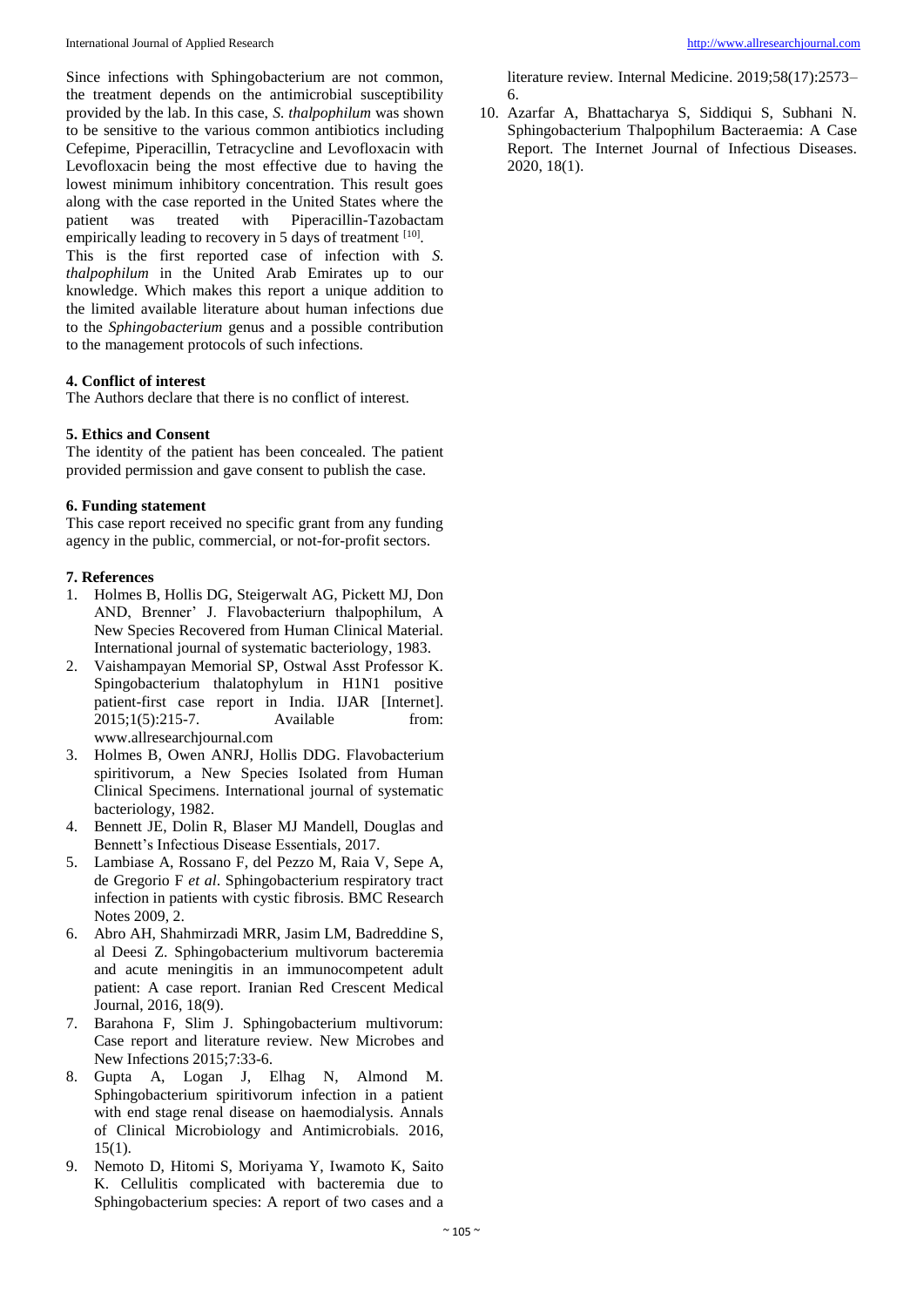Since infections with Sphingobacterium are not common, the treatment depends on the antimicrobial susceptibility provided by the lab. In this case, *S. thalpophilum* was shown to be sensitive to the various common antibiotics including Cefepime, Piperacillin, Tetracycline and Levofloxacin with Levofloxacin being the most effective due to having the lowest minimum inhibitory concentration. This result goes along with the case reported in the United States where the patient was treated with Piperacillin-Tazobactam empirically leading to recovery in 5 days of treatment [10].

This is the first reported case of infection with *S. thalpophilum* in the United Arab Emirates up to our knowledge. Which makes this report a unique addition to the limited available literature about human infections due to the *Sphingobacterium* genus and a possible contribution to the management protocols of such infections.

## 4. Conflict of interest

The Authors declare that there is no conflict of interest.

## 5. Ethics and Consent

The identity of the patient has been concealed. The patient provided permission and gave consent to publish the case.

## 6. Funding statement

This case report received no specific grant from any funding agency in the public, commercial, or not-for-profit sectors.

## 7. References

1. Holmes B, Hollis DG, Steigerwalt AG, Pickett MJ, Don AND, Brenner' J. Flavobacteriurn thalpophilum, A New Species Recovered from Human Clinical Material. International journal of systematic bacteriology, 1983.
2. Vaishampayan Memorial SP, Ostwal Asst Professor K. Spingobacterium thalatophylum in H1N1 positive patient-first case report in India. IJAR [Internet]. 2015;1(5):215-7. Available from: www.allresearchjournal.com
3. Holmes B, Owen ANRJ, Hollis DDG. Flavobacterium spiritivorum, a New Species Isolated from Human Clinical Specimens. International journal of systematic bacteriology, 1982.
4. Bennett JE, Dolin R, Blaser MJ Mandell, Douglas and Bennett's Infectious Disease Essentials, 2017.
5. Lambiase A, Rossano F, del Pezzo M, Raia V, Sepe A, de Gregorio F *et al*. Sphingobacterium respiratory tract infection in patients with cystic fibrosis. BMC Research Notes 2009, 2.
6. Abro AH, Shahmirzadi MRR, Jasim LM, Badreddine S, al Deesi Z. Sphingobacterium multivorum bacteremia and acute meningitis in an immunocompetent adult patient: A case report. Iranian Red Crescent Medical Journal, 2016, 18(9).
7. Barahona F, Slim J. Sphingobacterium multivorum: Case report and literature review. New Microbes and New Infections 2015;7:33-6.
8. Gupta A, Logan J, Elhag N, Almond M. Sphingobacterium spiritivorum infection in a patient with end stage renal disease on haemodialysis. Annals of Clinical Microbiology and Antimicrobials. 2016, 15(1).
9. Nemoto D, Hitomi S, Moriyama Y, Iwamoto K, Saito K. Cellulitis complicated with bacteremia due to Sphingobacterium species: A report of two cases and a literature review. Internal Medicine. 2019;58(17):2573–6.
10. Azarfar A, Bhattacharya S, Siddiqui S, Subhani N. Sphingobacterium Thalpophilum Bacteraemia: A Case Report. The Internet Journal of Infectious Diseases. 2020, 18(1).